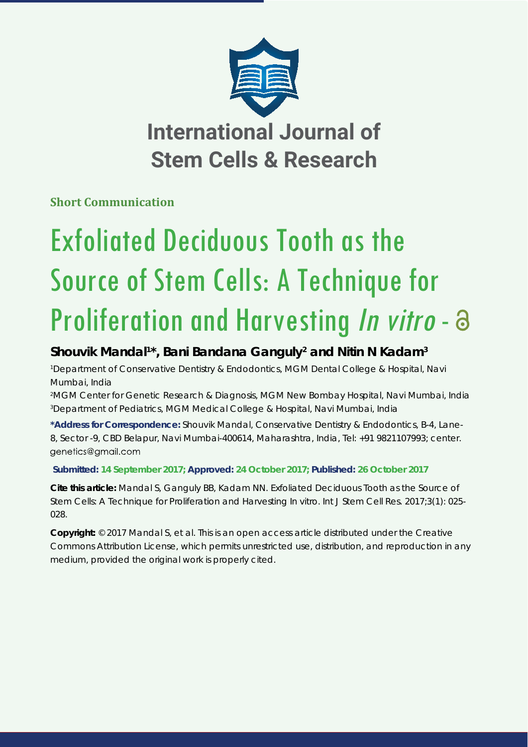# International Journal of Stem Cells & Research

**Short Communication**

# Exfoliated Deciduous Tooth as the Source of Stem Cells: A Technique for Proliferation and Harvesting *In vitro* -

**Shouvik Mandal[1]*, Bani Bandana Ganguly[2] and Nitin N Kadam[3]**

[1]Department of Conservative Dentistry & Endodontics, MGM Dental College & Hospital, Navi Mumbai, India

[2]MGM Center for Genetic Research & Diagnosis, MGM New Bombay Hospital, Navi Mumbai, India

[3]Department of Pediatrics, MGM Medical College & Hospital, Navi Mumbai, India

**\*Address for Correspondence:** Shouvik Mandal, Conservative Dentistry & Endodontics, B-4, Lane-8, Sector -9, CBD Belapur, Navi Mumbai-400614, Maharashtra, India, Tel: +91 9821107993; center.genetics@gmail.com

**Submitted: 14 September 2017; Approved: 24 October 2017; Published: 26 October 2017**

**Cite this article:** Mandal S, Ganguly BB, Kadam NN. Exfoliated Deciduous Tooth as the Source of Stem Cells: A Technique for Proliferation and Harvesting In vitro. Int J Stem Cell Res. 2017;3(1): 025-028.

**Copyright:** © 2017 Mandal S, et al. This is an open access article distributed under the Creative Commons Attribution License, which permits unrestricted use, distribution, and reproduction in any medium, provided the original work is properly cited.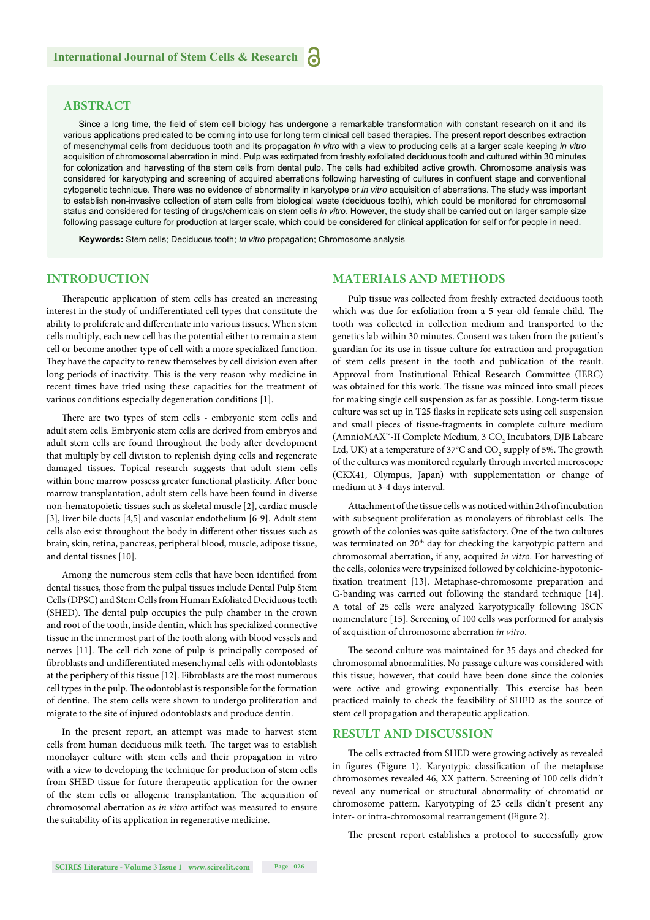## ABSTRACT

Since a long time, the field of stem cell biology has undergone a remarkable transformation with constant research on it and its various applications predicated to be coming into use for long term clinical cell based therapies. The present report describes extraction of mesenchymal cells from deciduous tooth and its propagation *in vitro* with a view to producing cells at a larger scale keeping *in vitro* acquisition of chromosomal aberration in mind. Pulp was extirpated from freshly exfoliated deciduous tooth and cultured within 30 minutes for colonization and harvesting of the stem cells from dental pulp. The cells had exhibited active growth. Chromosome analysis was considered for karyotyping and screening of acquired aberrations following harvesting of cultures in confluent stage and conventional cytogenetic technique. There was no evidence of abnormality in karyotype or *in vitro* acquisition of aberrations. The study was important to establish non-invasive collection of stem cells from biological waste (deciduous tooth), which could be monitored for chromosomal status and considered for testing of drugs/chemicals on stem cells *in vitro*. However, the study shall be carried out on larger sample size following passage culture for production at larger scale, which could be considered for clinical application for self or for people in need.

**Keywords:** Stem cells; Deciduous tooth; *In vitro* propagation; Chromosome analysis

## INTRODUCTION

Therapeutic application of stem cells has created an increasing interest in the study of undifferentiated cell types that constitute the ability to proliferate and differentiate into various tissues. When stem cells multiply, each new cell has the potential either to remain a stem cell or become another type of cell with a more specialized function. They have the capacity to renew themselves by cell division even after long periods of inactivity. This is the very reason why medicine in recent times have tried using these capacities for the treatment of various conditions especially degeneration conditions [1].

There are two types of stem cells - embryonic stem cells and adult stem cells. Embryonic stem cells are derived from embryos and adult stem cells are found throughout the body after development that multiply by cell division to replenish dying cells and regenerate damaged tissues. Topical research suggests that adult stem cells within bone marrow possess greater functional plasticity. After bone marrow transplantation, adult stem cells have been found in diverse non-hematopoietic tissues such as skeletal muscle [2], cardiac muscle [3], liver bile ducts [4,5] and vascular endothelium [6-9]. Adult stem cells also exist throughout the body in different other tissues such as brain, skin, retina, pancreas, peripheral blood, muscle, adipose tissue, and dental tissues [10].

Among the numerous stem cells that have been identified from dental tissues, those from the pulpal tissues include Dental Pulp Stem Cells (DPSC) and Stem Cells from Human Exfoliated Deciduous teeth (SHED). The dental pulp occupies the pulp chamber in the crown and root of the tooth, inside dentin, which has specialized connective tissue in the innermost part of the tooth along with blood vessels and nerves [11]. The cell-rich zone of pulp is principally composed of fibroblasts and undifferentiated mesenchymal cells with odontoblasts at the periphery of this tissue [12]. Fibroblasts are the most numerous cell types in the pulp. The odontoblast is responsible for the formation of dentine. The stem cells were shown to undergo proliferation and migrate to the site of injured odontoblasts and produce dentin.

In the present report, an attempt was made to harvest stem cells from human deciduous milk teeth. The target was to establish monolayer culture with stem cells and their propagation in vitro with a view to developing the technique for production of stem cells from SHED tissue for future therapeutic application for the owner of the stem cells or allogenic transplantation. The acquisition of chromosomal aberration as *in vitro* artifact was measured to ensure the suitability of its application in regenerative medicine.

## MATERIALS AND METHODS

Pulp tissue was collected from freshly extracted deciduous tooth which was due for exfoliation from a 5 year-old female child. The tooth was collected in collection medium and transported to the genetics lab within 30 minutes. Consent was taken from the patient's guardian for its use in tissue culture for extraction and propagation of stem cells present in the tooth and publication of the result. Approval from Institutional Ethical Research Committee (IERC) was obtained for this work. The tissue was minced into small pieces for making single cell suspension as far as possible. Long-term tissue culture was set up in T25 flasks in replicate sets using cell suspension and small pieces of tissue-fragments in complete culture medium (AmnioMAX™-II Complete Medium, 3 $CO_2$ Incubators, DJB Labcare Ltd, UK) at a temperature of 37°C and $CO_2$ supply of 5%. The growth of the cultures was monitored regularly through inverted microscope (CKX41, Olympus, Japan) with supplementation or change of medium at 3-4 days interval.

Attachment of the tissue cells was noticed within 24h of incubation with subsequent proliferation as monolayers of fibroblast cells. The growth of the colonies was quite satisfactory. One of the two cultures was terminated on 20th day for checking the karyotypic pattern and chromosomal aberration, if any, acquired *in vitro*. For harvesting of the cells, colonies were trypsinized followed by colchicine-hypotonic-fixation treatment [13]. Metaphase-chromosome preparation and G-banding was carried out following the standard technique [14]. A total of 25 cells were analyzed karyotypically following ISCN nomenclature [15]. Screening of 100 cells was performed for analysis of acquisition of chromosome aberration *in vitro*.

The second culture was maintained for 35 days and checked for chromosomal abnormalities. No passage culture was considered with this tissue; however, that could have been done since the colonies were active and growing exponentially. This exercise has been practiced mainly to check the feasibility of SHED as the source of stem cell propagation and therapeutic application.

## RESULT AND DISCUSSION

The cells extracted from SHED were growing actively as revealed in figures (Figure 1). Karyotypic classification of the metaphase chromosomes revealed 46, XX pattern. Screening of 100 cells didn't reveal any numerical or structural abnormality of chromatid or chromosome pattern. Karyotyping of 25 cells didn't present any inter- or intra-chromosomal rearrangement (Figure 2).

The present report establishes a protocol to successfully grow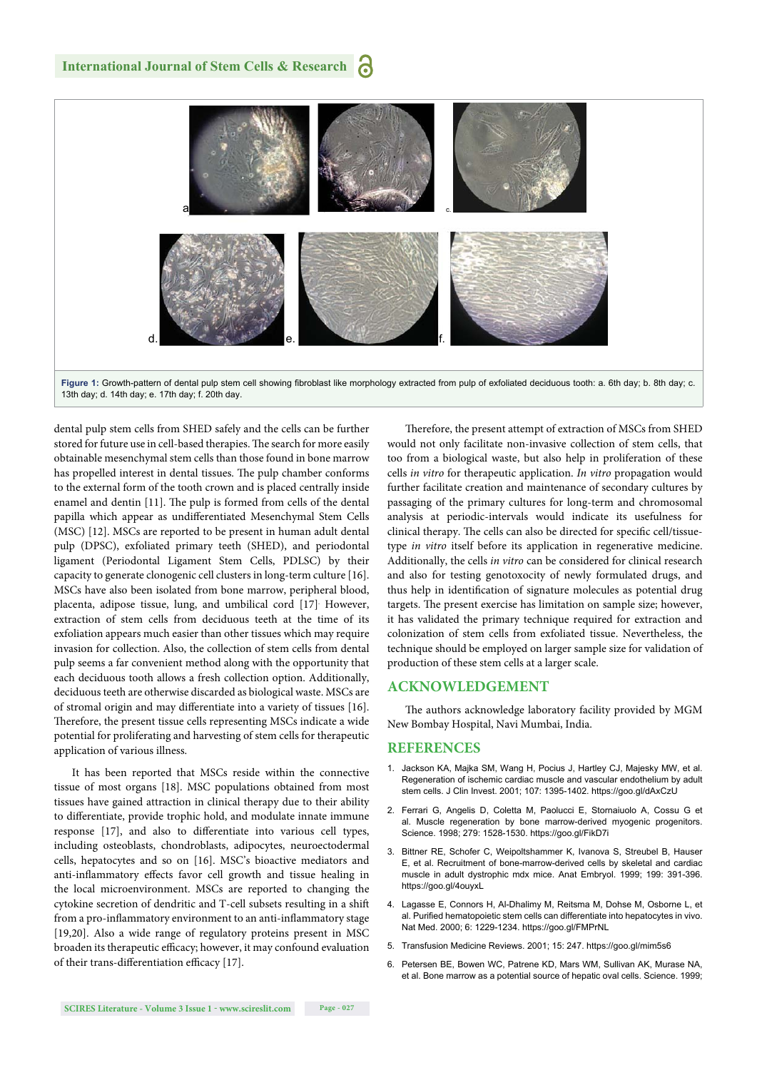Figure 1: Growth-pattern of dental pulp stem cell showing fibroblast like morphology extracted from pulp of exfoliated deciduous tooth: a. 6th day; b. 8th day; c. 13th day; d. 14th day; e. 17th day; f. 20th day.

dental pulp stem cells from SHED safely and the cells can be further stored for future use in cell-based therapies. The search for more easily obtainable mesenchymal stem cells than those found in bone marrow has propelled interest in dental tissues. The pulp chamber conforms to the external form of the tooth crown and is placed centrally inside enamel and dentin [11]. The pulp is formed from cells of the dental papilla which appear as undifferentiated Mesenchymal Stem Cells (MSC) [12]. MSCs are reported to be present in human adult dental pulp (DPSC), exfoliated primary teeth (SHED), and periodontal ligament (Periodontal Ligament Stem Cells, PDLSC) by their capacity to generate clonogenic cell clusters in long-term culture [16]. MSCs have also been isolated from bone marrow, peripheral blood, placenta, adipose tissue, lung, and umbilical cord [17]. However, extraction of stem cells from deciduous teeth at the time of its exfoliation appears much easier than other tissues which may require invasion for collection. Also, the collection of stem cells from dental pulp seems a far convenient method along with the opportunity that each deciduous tooth allows a fresh collection option. Additionally, deciduous teeth are otherwise discarded as biological waste. MSCs are of stromal origin and may differentiate into a variety of tissues [16]. Therefore, the present tissue cells representing MSCs indicate a wide potential for proliferating and harvesting of stem cells for therapeutic application of various illness.

It has been reported that MSCs reside within the connective tissue of most organs [18]. MSC populations obtained from most tissues have gained attraction in clinical therapy due to their ability to differentiate, provide trophic hold, and modulate innate immune response [17], and also to differentiate into various cell types, including osteoblasts, chondroblasts, adipocytes, neuroectodermal cells, hepatocytes and so on [16]. MSC's bioactive mediators and anti-inflammatory effects favor cell growth and tissue healing in the local microenvironment. MSCs are reported to changing the cytokine secretion of dendritic and T-cell subsets resulting in a shift from a pro-inflammatory environment to an anti-inflammatory stage [19,20]. Also a wide range of regulatory proteins present in MSC broaden its therapeutic efficacy; however, it may confound evaluation of their trans-differentiation efficacy [17].

Therefore, the present attempt of extraction of MSCs from SHED would not only facilitate non-invasive collection of stem cells, that too from a biological waste, but also help in proliferation of these cells *in vitro* for therapeutic application. *In vitro* propagation would further facilitate creation and maintenance of secondary cultures by passaging of the primary cultures for long-term and chromosomal analysis at periodic-intervals would indicate its usefulness for clinical therapy. The cells can also be directed for specific cell/tissue-type *in vitro* itself before its application in regenerative medicine. Additionally, the cells *in vitro* can be considered for clinical research and also for testing genotoxocity of newly formulated drugs, and thus help in identification of signature molecules as potential drug targets. The present exercise has limitation on sample size; however, it has validated the primary technique required for extraction and colonization of stem cells from exfoliated tissue. Nevertheless, the technique should be employed on larger sample size for validation of production of these stem cells at a larger scale.

## ACKNOWLEDGEMENT

The authors acknowledge laboratory facility provided by MGM New Bombay Hospital, Navi Mumbai, India.

## REFERENCES

1. Jackson KA, Majka SM, Wang H, Pocius J, Hartley CJ, Majesky MW, et al. Regeneration of ischemic cardiac muscle and vascular endothelium by adult stem cells. J Clin Invest. 2001; 107: 1395-1402. https://goo.gl/dAxCzU
2. Ferrari G, Angelis D, Coletta M, Paolucci E, Stornaiuolo A, Cossu G et al. Muscle regeneration by bone marrow-derived myogenic progenitors. Science. 1998; 279: 1528-1530. https://goo.gl/FikD7i
3. Bittner RE, Schofer C, Weipoltshammer K, Ivanova S, Streubel B, Hauser E, et al. Recruitment of bone-marrow-derived cells by skeletal and cardiac muscle in adult dystrophic mdx mice. Anat Embryol. 1999; 199: 391-396. https://goo.gl/4ouyxL
4. Lagasse E, Connors H, Al-Dhalimy M, Reitsma M, Dohse M, Osborne L, et al. Purified hematopoietic stem cells can differentiate into hepatocytes in vivo. Nat Med. 2000; 6: 1229-1234. https://goo.gl/FMPrNL
5. Transfusion Medicine Reviews. 2001; 15: 247. https://goo.gl/mim5s6
6. Petersen BE, Bowen WC, Patrene KD, Mars WM, Sullivan AK, Murase NA, et al. Bone marrow as a potential source of hepatic oval cells. Science. 1999;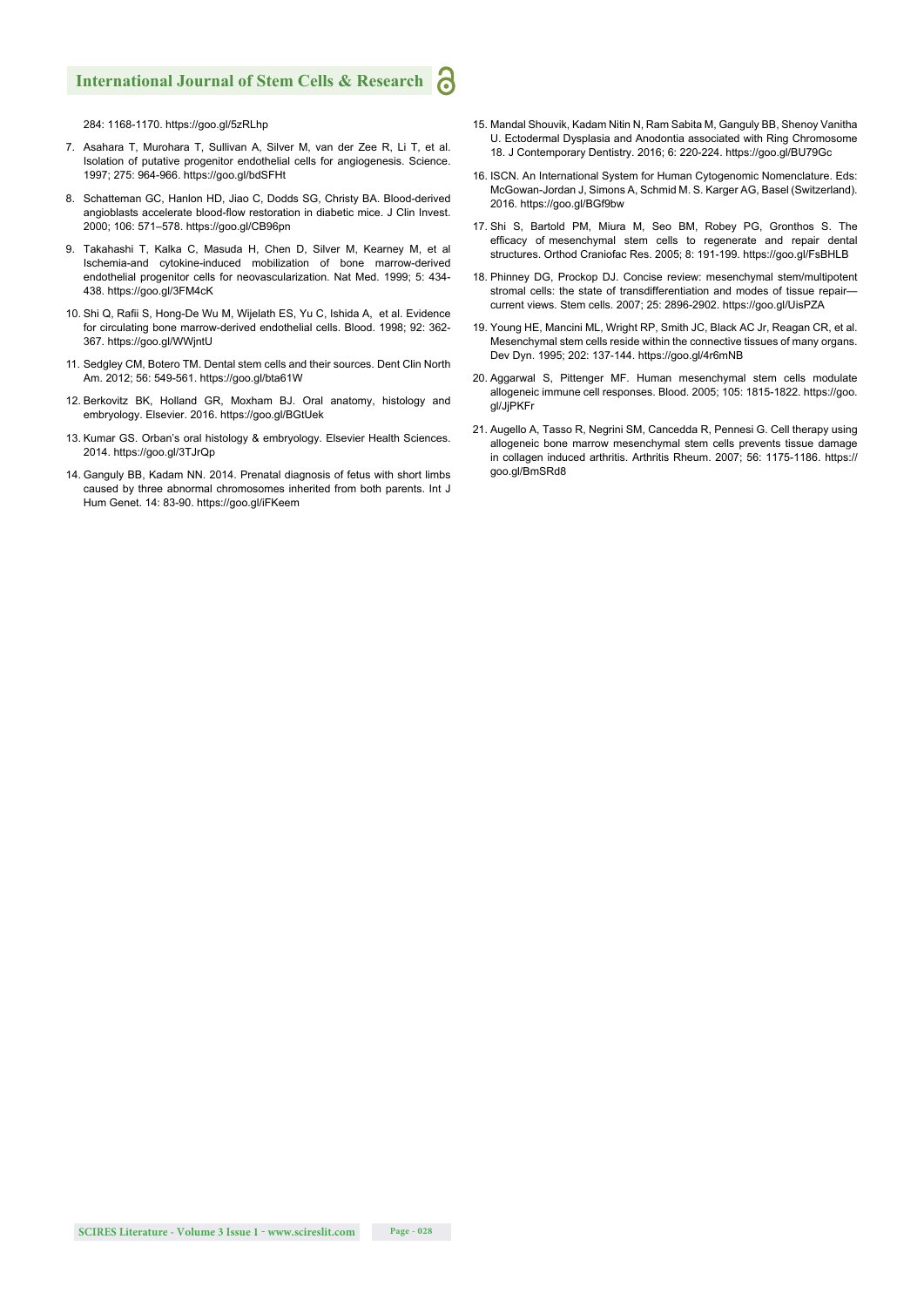284: 1168-1170. https://goo.gl/5zRLhp

7. Asahara T, Murohara T, Sullivan A, Silver M, van der Zee R, Li T, et al. Isolation of putative progenitor endothelial cells for angiogenesis. Science. 1997; 275: 964-966. https://goo.gl/bdSFHt

8. Schatteman GC, Hanlon HD, Jiao C, Dodds SG, Christy BA. Blood-derived angioblasts accelerate blood-flow restoration in diabetic mice. J Clin Invest. 2000; 106: 571–578. https://goo.gl/CB96pn

9. Takahashi T, Kalka C, Masuda H, Chen D, Silver M, Kearney M, et al Ischemia-and cytokine-induced mobilization of bone marrow-derived endothelial progenitor cells for neovascularization. Nat Med. 1999; 5: 434-438. https://goo.gl/3FM4cK

10. Shi Q, Rafii S, Hong-De Wu M, Wijelath ES, Yu C, Ishida A, et al. Evidence for circulating bone marrow-derived endothelial cells. Blood. 1998; 92: 362-367. https://goo.gl/WWjntU

11. Sedgley CM, Botero TM. Dental stem cells and their sources. Dent Clin North Am. 2012; 56: 549-561. https://goo.gl/bta61W

12. Berkovitz BK, Holland GR, Moxham BJ. Oral anatomy, histology and embryology. Elsevier. 2016. https://goo.gl/BGtUek

13. Kumar GS. Orban's oral histology & embryology. Elsevier Health Sciences. 2014. https://goo.gl/3TJrQp

14. Ganguly BB, Kadam NN. 2014. Prenatal diagnosis of fetus with short limbs caused by three abnormal chromosomes inherited from both parents. Int J Hum Genet. 14: 83-90. https://goo.gl/iFKeem

15. Mandal Shouvik, Kadam Nitin N, Ram Sabita M, Ganguly BB, Shenoy Vanitha U. Ectodermal Dysplasia and Anodontia associated with Ring Chromosome 18. J Contemporary Dentistry. 2016; 6: 220-224. https://goo.gl/BU79Gc

16. ISCN. An International System for Human Cytogenomic Nomenclature. Eds: McGowan-Jordan J, Simons A, Schmid M. S. Karger AG, Basel (Switzerland). 2016. https://goo.gl/BGf9bw

17. Shi S, Bartold PM, Miura M, Seo BM, Robey PG, Gronthos S. The efficacy of mesenchymal stem cells to regenerate and repair dental structures. Orthod Craniofac Res. 2005; 8: 191-199. https://goo.gl/FsBHLB

18. Phinney DG, Prockop DJ. Concise review: mesenchymal stem/multipotent stromal cells: the state of transdifferentiation and modes of tissue repair—current views. Stem cells. 2007; 25: 2896-2902. https://goo.gl/UisPZA

19. Young HE, Mancini ML, Wright RP, Smith JC, Black AC Jr, Reagan CR, et al. Mesenchymal stem cells reside within the connective tissues of many organs. Dev Dyn. 1995; 202: 137-144. https://goo.gl/4r6mNB

20. Aggarwal S, Pittenger MF. Human mesenchymal stem cells modulate allogeneic immune cell responses. Blood. 2005; 105: 1815-1822. https://goo.gl/JjPKFr

21. Augello A, Tasso R, Negrini SM, Cancedda R, Pennesi G. Cell therapy using allogeneic bone marrow mesenchymal stem cells prevents tissue damage in collagen induced arthritis. Arthritis Rheum. 2007; 56: 1175-1186. https://goo.gl/BmSRd8